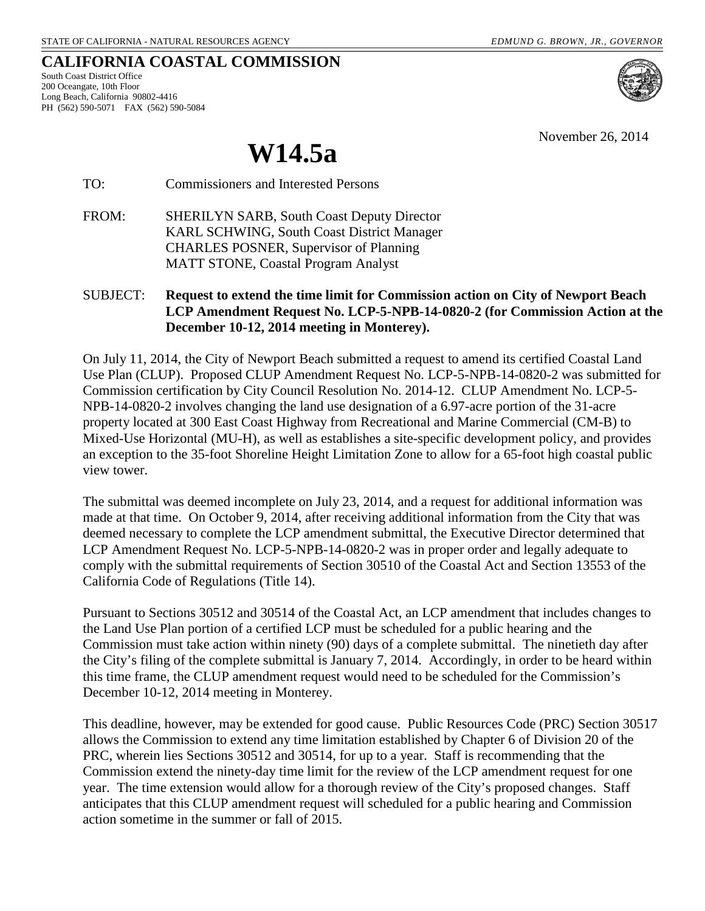STATE OF CALIFORNIA - NATURAL RESOURCES AGENCY *EDMUND G. BROWN, JR., GOVERNOR*

**CALIFORNIA COASTAL COMMISSION**
South Coast District Office
200 Oceangate, 10th Floor
Long Beach, California 90802-4416
PH (562) 590-5071 FAX (562) 590-5084

November 26, 2014

# W14.5a

TO: Commissioners and Interested Persons

FROM: SHERILYN SARB, South Coast Deputy Director
KARL SCHWING, South Coast District Manager
CHARLES POSNER, Supervisor of Planning
MATT STONE, Coastal Program Analyst

SUBJECT: **Request to extend the time limit for Commission action on City of Newport Beach LCP Amendment Request No. LCP-5-NPB-14-0820-2 (for Commission Action at the December 10-12, 2014 meeting in Monterey).**

On July 11, 2014, the City of Newport Beach submitted a request to amend its certified Coastal Land Use Plan (CLUP). Proposed CLUP Amendment Request No. LCP-5-NPB-14-0820-2 was submitted for Commission certification by City Council Resolution No. 2014-12. CLUP Amendment No. LCP-5-NPB-14-0820-2 involves changing the land use designation of a 6.97-acre portion of the 31-acre property located at 300 East Coast Highway from Recreational and Marine Commercial (CM-B) to Mixed-Use Horizontal (MU-H), as well as establishes a site-specific development policy, and provides an exception to the 35-foot Shoreline Height Limitation Zone to allow for a 65-foot high coastal public view tower.

The submittal was deemed incomplete on July 23, 2014, and a request for additional information was made at that time. On October 9, 2014, after receiving additional information from the City that was deemed necessary to complete the LCP amendment submittal, the Executive Director determined that LCP Amendment Request No. LCP-5-NPB-14-0820-2 was in proper order and legally adequate to comply with the submittal requirements of Section 30510 of the Coastal Act and Section 13553 of the California Code of Regulations (Title 14).

Pursuant to Sections 30512 and 30514 of the Coastal Act, an LCP amendment that includes changes to the Land Use Plan portion of a certified LCP must be scheduled for a public hearing and the Commission must take action within ninety (90) days of a complete submittal. The ninetieth day after the City's filing of the complete submittal is January 7, 2014. Accordingly, in order to be heard within this time frame, the CLUP amendment request would need to be scheduled for the Commission's December 10-12, 2014 meeting in Monterey.

This deadline, however, may be extended for good cause. Public Resources Code (PRC) Section 30517 allows the Commission to extend any time limitation established by Chapter 6 of Division 20 of the PRC, wherein lies Sections 30512 and 30514, for up to a year. Staff is recommending that the Commission extend the ninety-day time limit for the review of the LCP amendment request for one year. The time extension would allow for a thorough review of the City's proposed changes. Staff anticipates that this CLUP amendment request will scheduled for a public hearing and Commission action sometime in the summer or fall of 2015.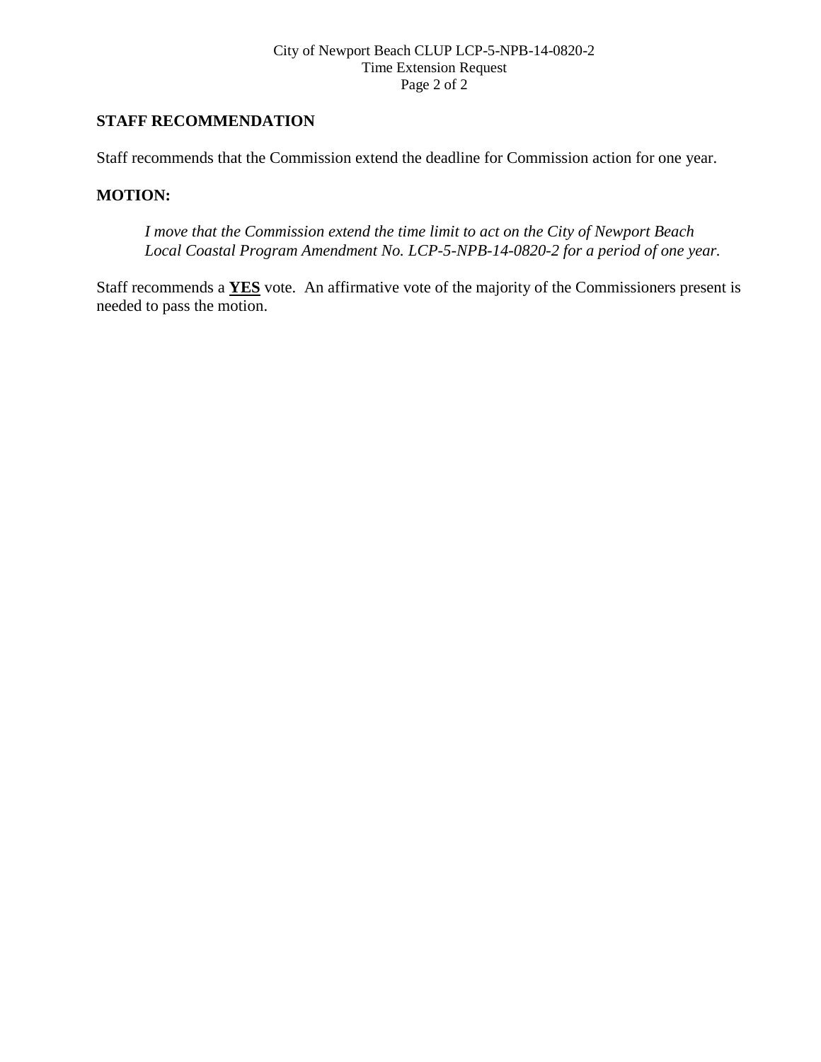## STAFF RECOMMENDATION

Staff recommends that the Commission extend the deadline for Commission action for one year.

**MOTION:**

> *I move that the Commission extend the time limit to act on the City of Newport Beach Local Coastal Program Amendment No. LCP-5-NPB-14-0820-2 for a period of one year.*

Staff recommends a **YES** vote. An affirmative vote of the majority of the Commissioners present is needed to pass the motion.